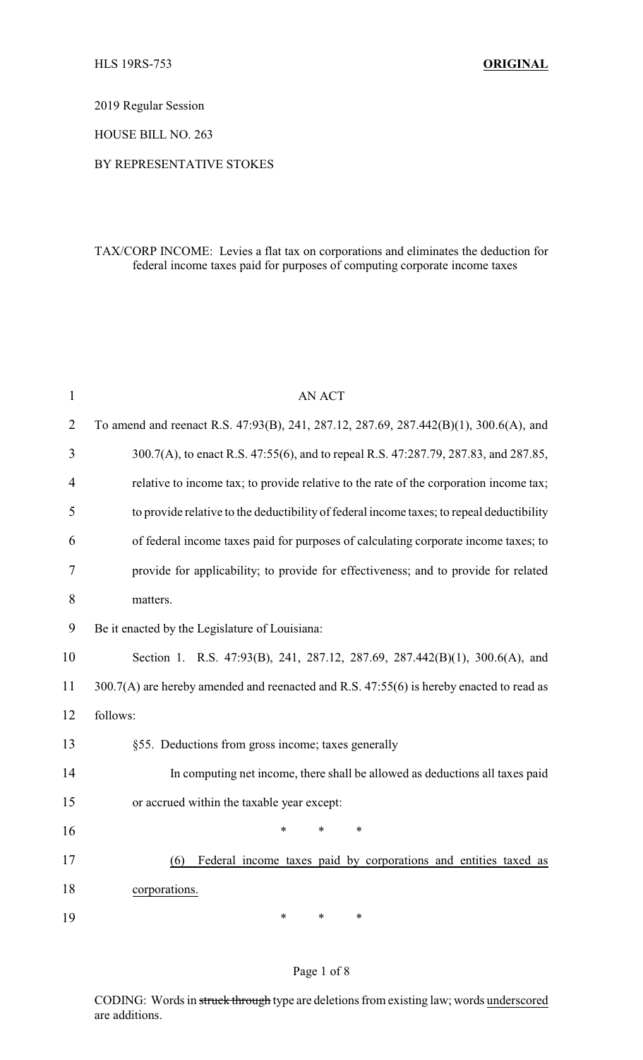HLS 19RS-753 **ORIGINAL**

2019 Regular Session

HOUSE BILL NO. 263

BY REPRESENTATIVE STOKES

TAX/CORP INCOME: Levies a flat tax on corporations and eliminates the deduction for federal income taxes paid for purposes of computing corporate income taxes

AN ACT

To amend and reenact R.S. 47:93(B), 241, 287.12, 287.69, 287.442(B)(1), 300.6(A), and 300.7(A), to enact R.S. 47:55(6), and to repeal R.S. 47:287.79, 287.83, and 287.85, relative to income tax; to provide relative to the rate of the corporation income tax; to provide relative to the deductibility of federal income taxes; to repeal deductibility of federal income taxes paid for purposes of calculating corporate income taxes; to provide for applicability; to provide for effectiveness; and to provide for related matters.

Be it enacted by the Legislature of Louisiana:

Section 1. R.S. 47:93(B), 241, 287.12, 287.69, 287.442(B)(1), 300.6(A), and 300.7(A) are hereby amended and reenacted and R.S. 47:55(6) is hereby enacted to read as follows:

§55. Deductions from gross income; taxes generally

In computing net income, there shall be allowed as deductions all taxes paid or accrued within the taxable year except:

\* \* \*

(6) <u>Federal income taxes paid by corporations and entities taxed as corporations.</u>

\* \* \*

CODING: Words in ~~struck through~~ type are deletions from existing law; words <u>underscored</u> are additions.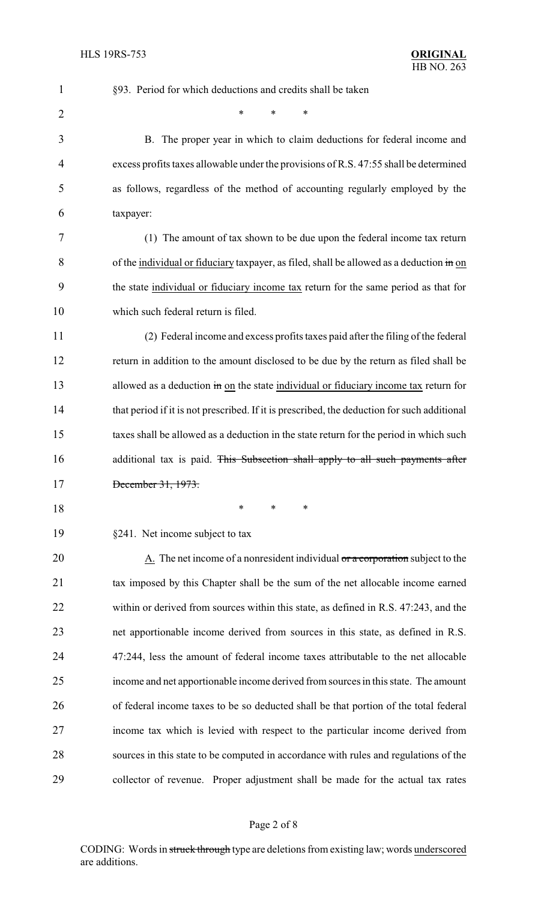§93. Period for which deductions and credits shall be taken

\* \* \*

B. The proper year in which to claim deductions for federal income and excess profits taxes allowable under the provisions of R.S. 47:55 shall be determined as follows, regardless of the method of accounting regularly employed by the taxpayer:

(1) The amount of tax shown to be due upon the federal income tax return of the <u>individual or fiduciary</u> taxpayer, as filed, shall be allowed as a deduction ~~in~~ <u>on</u> the state <u>individual or fiduciary income tax</u> return for the same period as that for which such federal return is filed.

(2) Federal income and excess profits taxes paid after the filing of the federal return in addition to the amount disclosed to be due by the return as filed shall be allowed as a deduction ~~in~~ <u>on</u> the state <u>individual or fiduciary income tax</u> return for that period if it is not prescribed. If it is prescribed, the deduction for such additional taxes shall be allowed as a deduction in the state return for the period in which such additional tax is paid. ~~This Subsection shall apply to all such payments after December 31, 1973.~~

\* \* \*

§241. Net income subject to tax

<u>A.</u> The net income of a nonresident individual ~~or a corporation~~ subject to the tax imposed by this Chapter shall be the sum of the net allocable income earned within or derived from sources within this state, as defined in R.S. 47:243, and the net apportionable income derived from sources in this state, as defined in R.S. 47:244, less the amount of federal income taxes attributable to the net allocable income and net apportionable income derived from sources in this state. The amount of federal income taxes to be so deducted shall be that portion of the total federal income tax which is levied with respect to the particular income derived from sources in this state to be computed in accordance with rules and regulations of the collector of revenue. Proper adjustment shall be made for the actual tax rates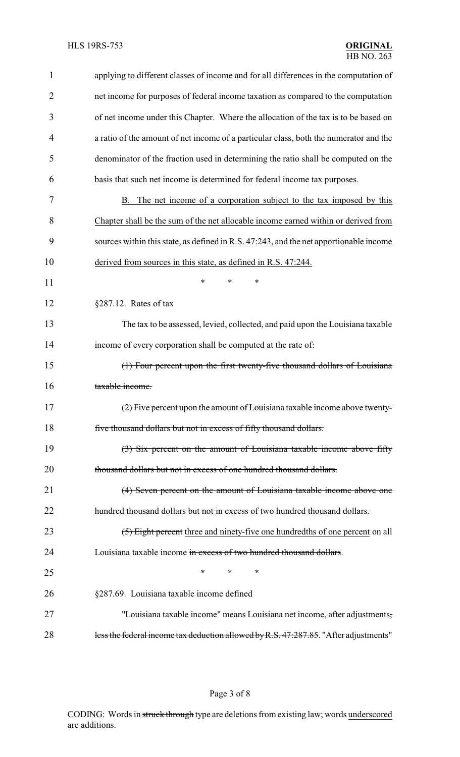applying to different classes of income and for all differences in the computation of net income for purposes of federal income taxation as compared to the computation of net income under this Chapter. Where the allocation of the tax is to be based on a ratio of the amount of net income of a particular class, both the numerator and the denominator of the fraction used in determining the ratio shall be computed on the basis that such net income is determined for federal income tax purposes.

<u>B. The net income of a corporation subject to the tax imposed by this Chapter shall be the sum of the net allocable income earned within or derived from sources within this state, as defined in R.S. 47:243, and the net apportionable income derived from sources in this state, as defined in R.S. 47:244.</u>

\* \* \*

§287.12. Rates of tax

The tax to be assessed, levied, collected, and paid upon the Louisiana taxable income of every corporation shall be computed at the rate of~~:~~

~~(1) Four percent upon the first twenty-five thousand dollars of Louisiana taxable income.~~

~~(2) Five percent upon the amount of Louisiana taxable income above twenty-five thousand dollars but not in excess of fifty thousand dollars.~~

~~(3) Six percent on the amount of Louisiana taxable income above fifty thousand dollars but not in excess of one hundred thousand dollars.~~

~~(4) Seven percent on the amount of Louisiana taxable income above one hundred thousand dollars but not in excess of two hundred thousand dollars.~~

~~(5) Eight percent~~ <u>three and ninety-five one hundredths of one percent</u> on all Louisiana taxable income ~~in excess of two hundred thousand dollars~~.

\* \* \*

§287.69. Louisiana taxable income defined

"Louisiana taxable income" means Louisiana net income, after adjustments~~, less the federal income tax deduction allowed by R.S. 47:287.85~~. "After adjustments"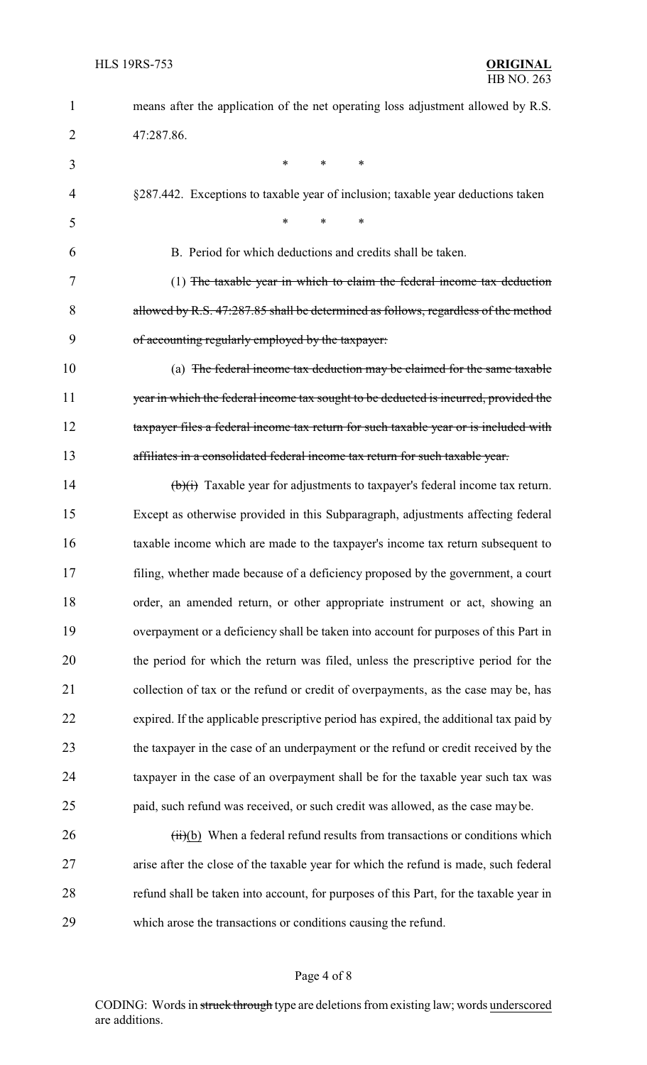means after the application of the net operating loss adjustment allowed by R.S. 47:287.86.

\* \* \*

§287.442. Exceptions to taxable year of inclusion; taxable year deductions taken

\* \* \*

B. Period for which deductions and credits shall be taken.

(1) ~~The taxable year in which to claim the federal income tax deduction allowed by R.S. 47:287.85 shall be determined as follows, regardless of the method of accounting regularly employed by the taxpayer:~~

(a) ~~The federal income tax deduction may be claimed for the same taxable year in which the federal income tax sought to be deducted is incurred, provided the taxpayer files a federal income tax return for such taxable year or is included with affiliates in a consolidated federal income tax return for such taxable year.~~

~~(b)(i)~~ Taxable year for adjustments to taxpayer's federal income tax return. Except as otherwise provided in this Subparagraph, adjustments affecting federal taxable income which are made to the taxpayer's income tax return subsequent to filing, whether made because of a deficiency proposed by the government, a court order, an amended return, or other appropriate instrument or act, showing an overpayment or a deficiency shall be taken into account for purposes of this Part in the period for which the return was filed, unless the prescriptive period for the collection of tax or the refund or credit of overpayments, as the case may be, has expired. If the applicable prescriptive period has expired, the additional tax paid by the taxpayer in the case of an underpayment or the refund or credit received by the taxpayer in the case of an overpayment shall be for the taxable year such tax was paid, such refund was received, or such credit was allowed, as the case may be.

~~(ii)~~<u>(b)</u> When a federal refund results from transactions or conditions which arise after the close of the taxable year for which the refund is made, such federal refund shall be taken into account, for purposes of this Part, for the taxable year in which arose the transactions or conditions causing the refund.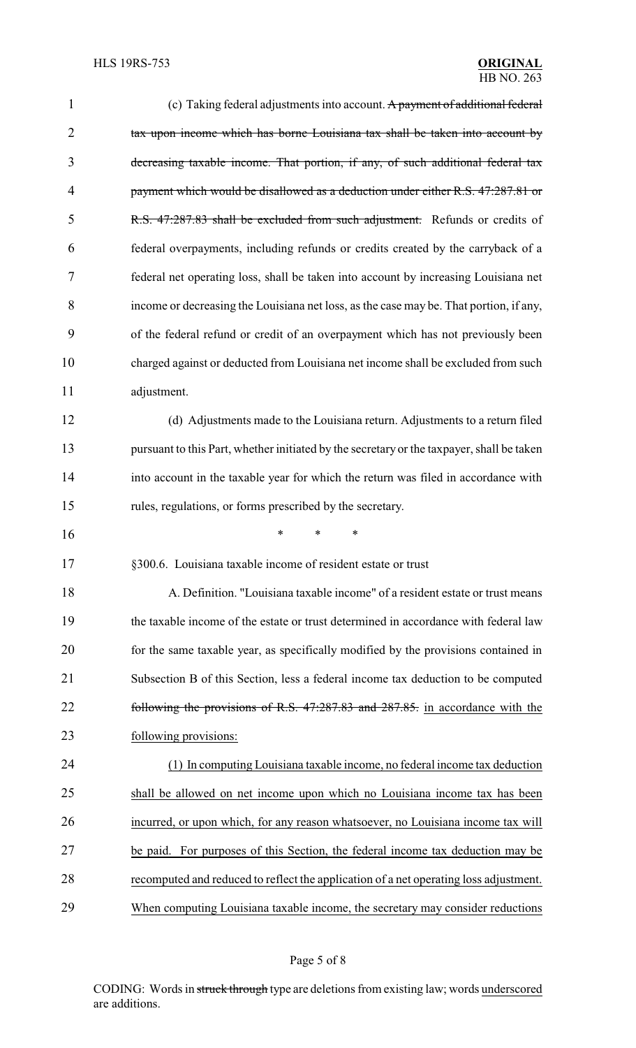(c) Taking federal adjustments into account. ~~A payment of additional federal tax upon income which has borne Louisiana tax shall be taken into account by decreasing taxable income. That portion, if any, of such additional federal tax payment which would be disallowed as a deduction under either R.S. 47:287.81 or R.S. 47:287.83 shall be excluded from such adjustment.~~ Refunds or credits of federal overpayments, including refunds or credits created by the carryback of a federal net operating loss, shall be taken into account by increasing Louisiana net income or decreasing the Louisiana net loss, as the case may be. That portion, if any, of the federal refund or credit of an overpayment which has not previously been charged against or deducted from Louisiana net income shall be excluded from such adjustment.

(d) Adjustments made to the Louisiana return. Adjustments to a return filed pursuant to this Part, whether initiated by the secretary or the taxpayer, shall be taken into account in the taxable year for which the return was filed in accordance with rules, regulations, or forms prescribed by the secretary.

\* \* \*

§300.6. Louisiana taxable income of resident estate or trust

A. Definition. "Louisiana taxable income" of a resident estate or trust means the taxable income of the estate or trust determined in accordance with federal law for the same taxable year, as specifically modified by the provisions contained in Subsection B of this Section, less a federal income tax deduction to be computed ~~following the provisions of R.S. 47:287.83 and 287.85.~~ <u>in accordance with the following provisions:</u>

<u>(1) In computing Louisiana taxable income, no federal income tax deduction shall be allowed on net income upon which no Louisiana income tax has been incurred, or upon which, for any reason whatsoever, no Louisiana income tax will be paid. For purposes of this Section, the federal income tax deduction may be recomputed and reduced to reflect the application of a net operating loss adjustment. When computing Louisiana taxable income, the secretary may consider reductions</u>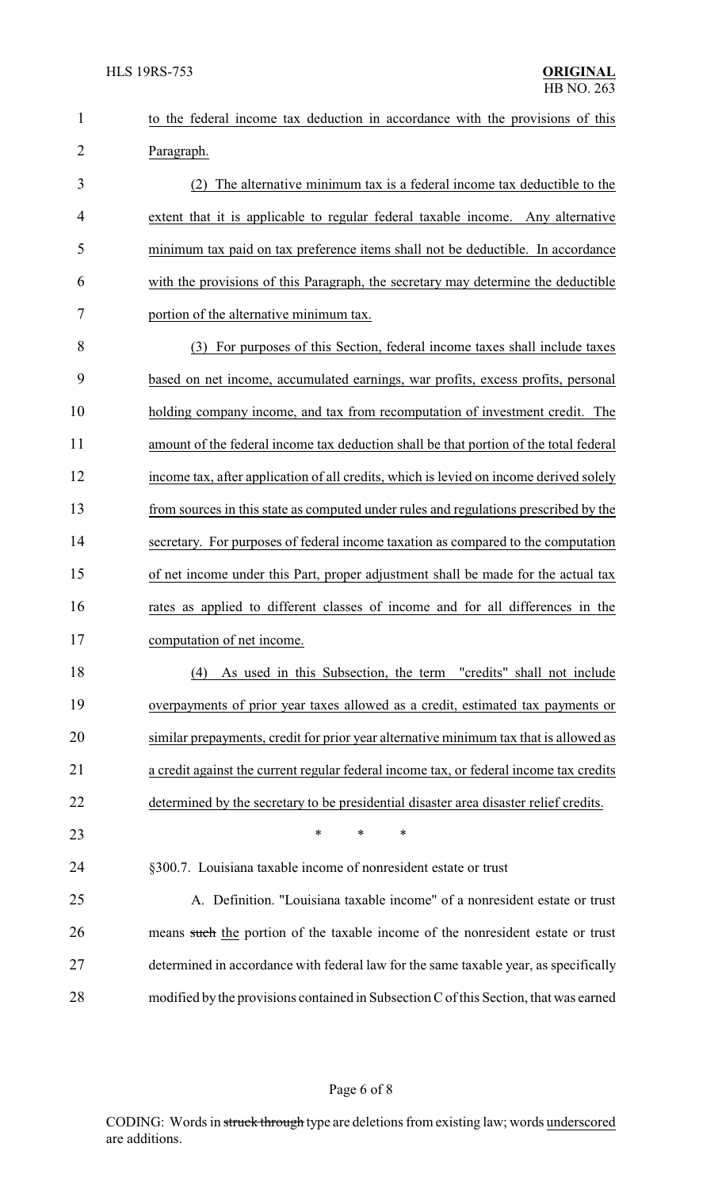to the federal income tax deduction in accordance with the provisions of this Paragraph.

(2) The alternative minimum tax is a federal income tax deductible to the extent that it is applicable to regular federal taxable income. Any alternative minimum tax paid on tax preference items shall not be deductible. In accordance with the provisions of this Paragraph, the secretary may determine the deductible portion of the alternative minimum tax.

(3) For purposes of this Section, federal income taxes shall include taxes based on net income, accumulated earnings, war profits, excess profits, personal holding company income, and tax from recomputation of investment credit. The amount of the federal income tax deduction shall be that portion of the total federal income tax, after application of all credits, which is levied on income derived solely from sources in this state as computed under rules and regulations prescribed by the secretary. For purposes of federal income taxation as compared to the computation of net income under this Part, proper adjustment shall be made for the actual tax rates as applied to different classes of income and for all differences in the computation of net income.

(4) As used in this Subsection, the term "credits" shall not include overpayments of prior year taxes allowed as a credit, estimated tax payments or similar prepayments, credit for prior year alternative minimum tax that is allowed as a credit against the current regular federal income tax, or federal income tax credits determined by the secretary to be presidential disaster area disaster relief credits.

\* \* \*

§300.7. Louisiana taxable income of nonresident estate or trust

A. Definition. "Louisiana taxable income" of a nonresident estate or trust means ~~such~~ the portion of the taxable income of the nonresident estate or trust determined in accordance with federal law for the same taxable year, as specifically modified by the provisions contained in Subsection C of this Section, that was earned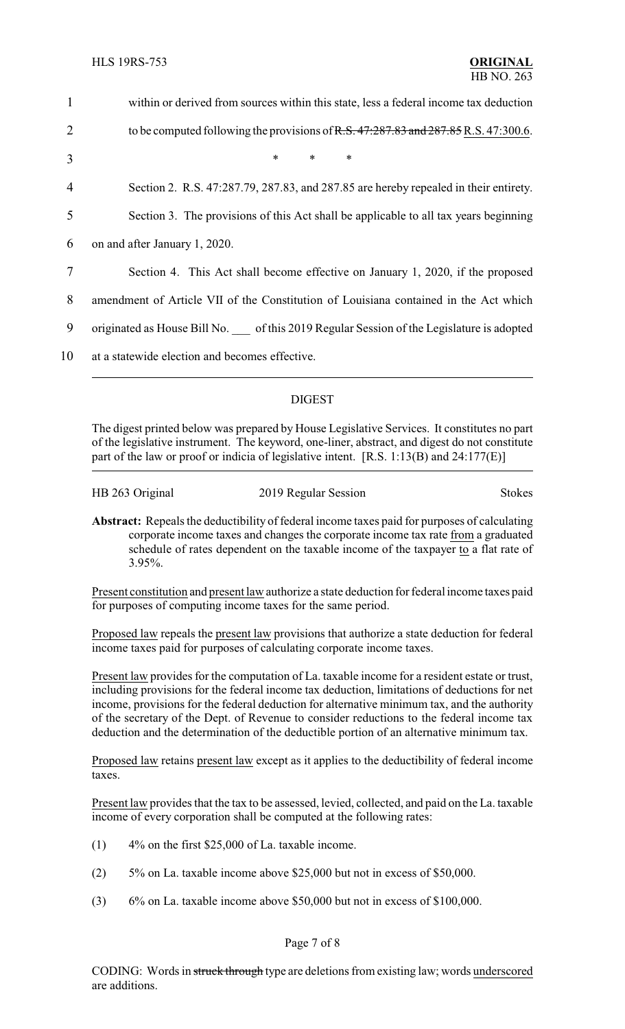within or derived from sources within this state, less a federal income tax deduction to be computed following the provisions of ~~R.S. 47:287.83 and 287.85~~ R.S. 47:300.6.

\* \* \*

Section 2. R.S. 47:287.79, 287.83, and 287.85 are hereby repealed in their entirety.

Section 3. The provisions of this Act shall be applicable to all tax years beginning on and after January 1, 2020.

Section 4. This Act shall become effective on January 1, 2020, if the proposed amendment of Article VII of the Constitution of Louisiana contained in the Act which originated as House Bill No. \_\_\_ of this 2019 Regular Session of the Legislature is adopted at a statewide election and becomes effective.

## DIGEST

The digest printed below was prepared by House Legislative Services. It constitutes no part of the legislative instrument. The keyword, one-liner, abstract, and digest do not constitute part of the law or proof or indicia of legislative intent. [R.S. 1:13(B) and 24:177(E)]

HB 263 Original 2019 Regular Session Stokes

**Abstract:** Repeals the deductibility of federal income taxes paid for purposes of calculating corporate income taxes and changes the corporate income tax rate from a graduated schedule of rates dependent on the taxable income of the taxpayer to a flat rate of 3.95%.

Present constitution and present law authorize a state deduction for federal income taxes paid for purposes of computing income taxes for the same period.

Proposed law repeals the present law provisions that authorize a state deduction for federal income taxes paid for purposes of calculating corporate income taxes.

Present law provides for the computation of La. taxable income for a resident estate or trust, including provisions for the federal income tax deduction, limitations of deductions for net income, provisions for the federal deduction for alternative minimum tax, and the authority of the secretary of the Dept. of Revenue to consider reductions to the federal income tax deduction and the determination of the deductible portion of an alternative minimum tax.

Proposed law retains present law except as it applies to the deductibility of federal income taxes.

Present law provides that the tax to be assessed, levied, collected, and paid on the La. taxable income of every corporation shall be computed at the following rates:

(1) 4% on the first $25,000 of La. taxable income.

(2) 5% on La. taxable income above $25,000 but not in excess of $50,000.

(3) 6% on La. taxable income above $50,000 but not in excess of $100,000.

CODING: Words in ~~struck through~~ type are deletions from existing law; words underscored are additions.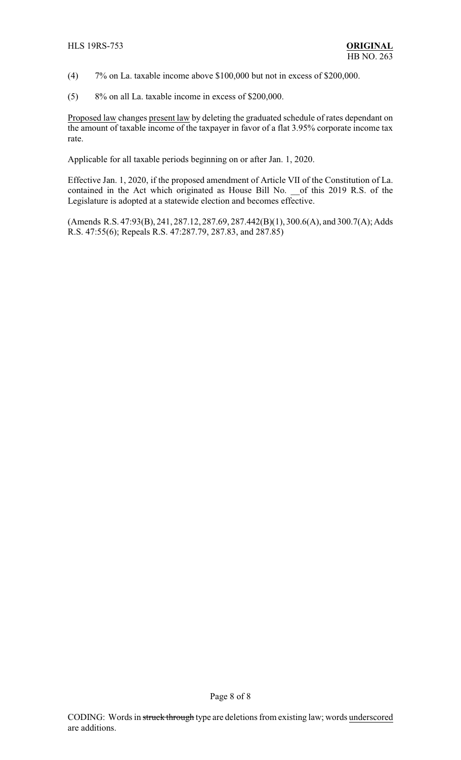(4) 7% on La. taxable income above $100,000 but not in excess of $200,000.

(5) 8% on all La. taxable income in excess of $200,000.

Proposed law changes present law by deleting the graduated schedule of rates dependant on the amount of taxable income of the taxpayer in favor of a flat 3.95% corporate income tax rate.

Applicable for all taxable periods beginning on or after Jan. 1, 2020.

Effective Jan. 1, 2020, if the proposed amendment of Article VII of the Constitution of La. contained in the Act which originated as House Bill No. __of this 2019 R.S. of the Legislature is adopted at a statewide election and becomes effective.

(Amends R.S. 47:93(B), 241, 287.12, 287.69, 287.442(B)(1), 300.6(A), and 300.7(A); Adds R.S. 47:55(6); Repeals R.S. 47:287.79, 287.83, and 287.85)

CODING: Words in ~~struck through~~ type are deletions from existing law; words underscored are additions.